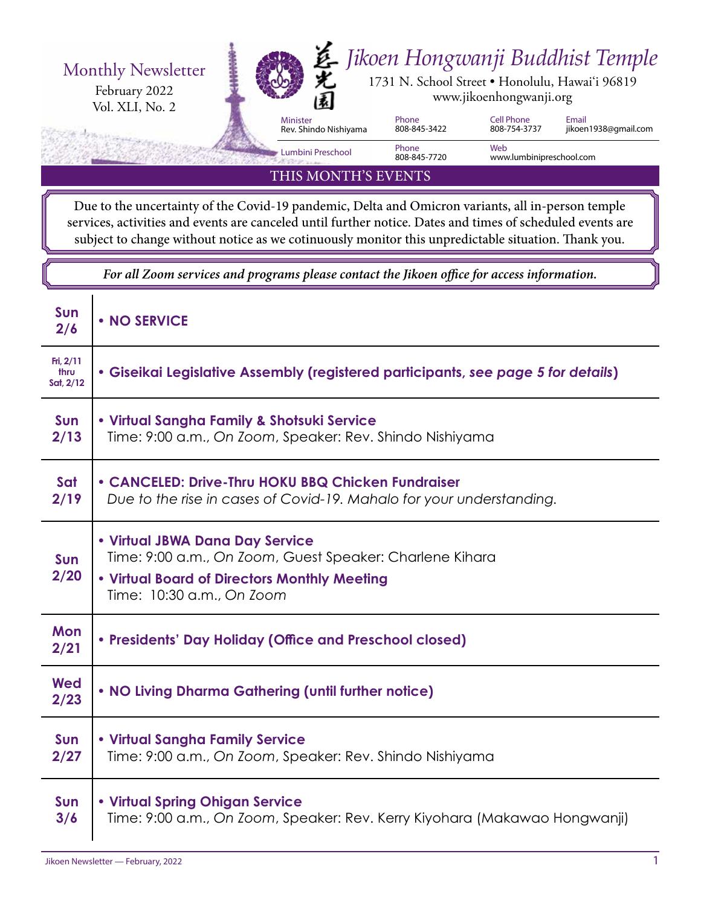Monthly Newsletter
February 2022
Vol. XLI, No. 2

# Jikoen Hongwanji Buddhist Temple

1731 N. School Street • Honolulu, Hawai'i 96819
www.jikoenhongwanji.org

| Minister | Phone | Cell Phone | Email |
|---|---|---|---|
| Rev. Shindo Nishiyama | 808-845-3422 | 808-754-3737 | jikoen1938@gmail.com |
| Lumbini Preschool | Phone 808-845-7720 | Web www.lumbinipreschool.com | |

## THIS MONTH'S EVENTS

Due to the uncertainty of the Covid-19 pandemic, Delta and Omicron variants, all in-person temple services, activities and events are canceled until further notice. Dates and times of scheduled events are subject to change without notice as we cotinuously monitor this unpredictable situation. Thank you.

*For all Zoom services and programs please contact the Jikoen office for access information.*

| Date | Event |
|---|---|
| **Sun 2/6** | **• NO SERVICE** |
| **Fri, 2/11 thru Sat, 2/12** | **• Giseikai Legislative Assembly (registered participants, *see page 5 for details*)** |
| **Sun 2/13** | **• Virtual Sangha Family & Shotsuki Service** <br> Time: 9:00 a.m., *On Zoom*, Speaker: Rev. Shindo Nishiyama |
| **Sat 2/19** | **• CANCELED: Drive-Thru HOKU BBQ Chicken Fundraiser** <br> *Due to the rise in cases of Covid-19. Mahalo for your understanding.* |
| **Sun 2/20** | **• Virtual JBWA Dana Day Service** <br> Time: 9:00 a.m., *On Zoom*, Guest Speaker: Charlene Kihara <br> **• Virtual Board of Directors Monthly Meeting** <br> Time: 10:30 a.m., *On Zoom* |
| **Mon 2/21** | **• Presidents' Day Holiday (Office and Preschool closed)** |
| **Wed 2/23** | **• NO Living Dharma Gathering (until further notice)** |
| **Sun 2/27** | **• Virtual Sangha Family Service** <br> Time: 9:00 a.m., *On Zoom*, Speaker: Rev. Shindo Nishiyama |
| **Sun 3/6** | **• Virtual Spring Ohigan Service** <br> Time: 9:00 a.m., *On Zoom*, Speaker: Rev. Kerry Kiyohara (Makawao Hongwanji) |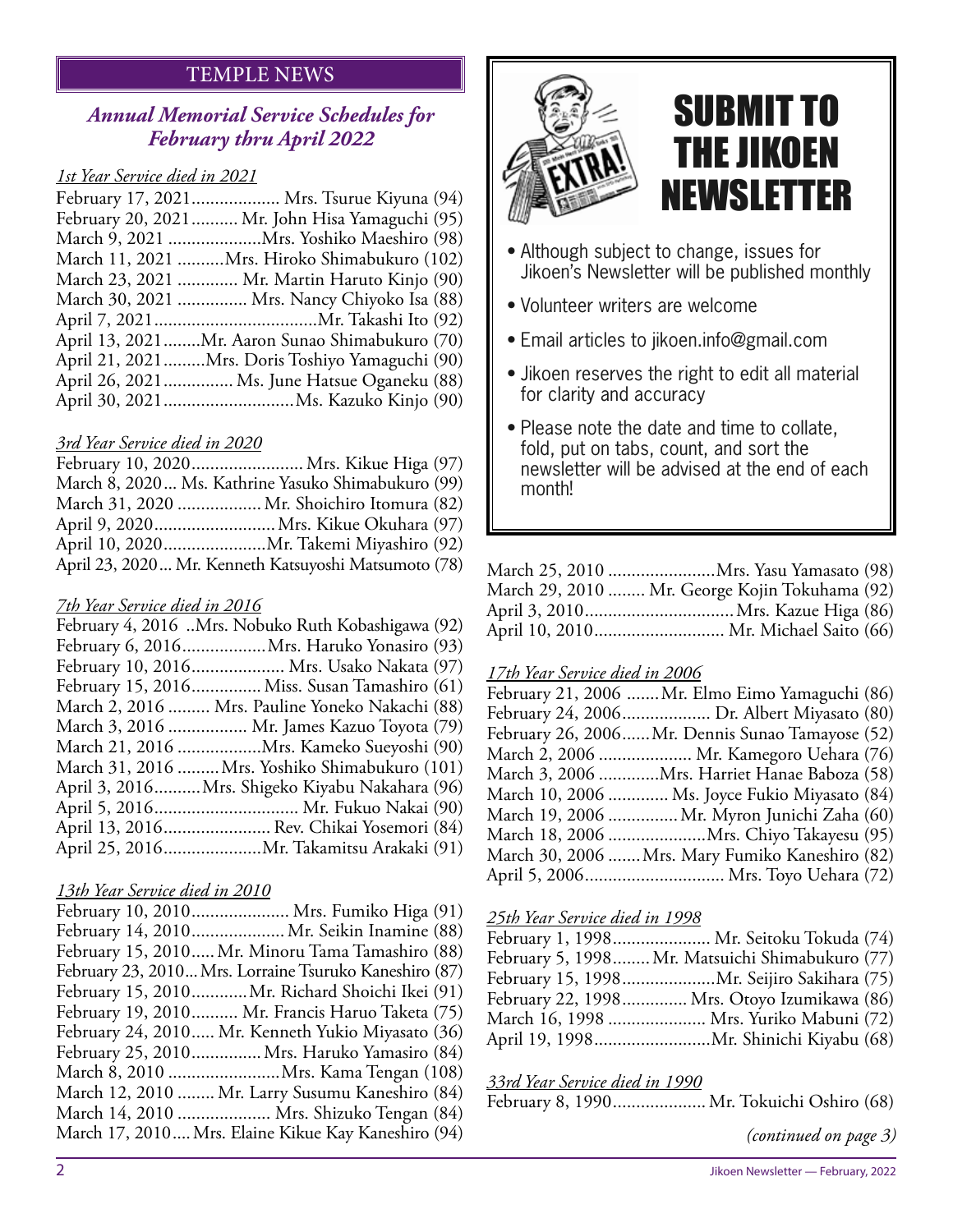## TEMPLE NEWS

### *Annual Memorial Service Schedules for February thru April 2022*

*1st Year Service died in 2021*

February 17, 2021.................. Mrs. Tsurue Kiyuna (94)
February 20, 2021.......... Mr. John Hisa Yamaguchi (95)
March 9, 2021 ....................Mrs. Yoshiko Maeshiro (98)
March 11, 2021 ..........Mrs. Hiroko Shimabukuro (102)
March 23, 2021 ............. Mr. Martin Haruto Kinjo (90)
March 30, 2021 ............... Mrs. Nancy Chiyoko Isa (88)
April 7, 2021...................................Mr. Takashi Ito (92)
April 13, 2021........Mr. Aaron Sunao Shimabukuro (70)
April 21, 2021.........Mrs. Doris Toshiyo Yamaguchi (90)
April 26, 2021............... Ms. June Hatsue Oganeku (88)
April 30, 2021...........................Ms. Kazuko Kinjo (90)

*3rd Year Service died in 2020*

February 10, 2020........................ Mrs. Kikue Higa (97)
March 8, 2020... Ms. Kathrine Yasuko Shimabukuro (99)
March 31, 2020 .................. Mr. Shoichiro Itomura (82)
April 9, 2020..........................Mrs. Kikue Okuhara (97)
April 10, 2020......................Mr. Takemi Miyashiro (92)
April 23, 2020... Mr. Kenneth Katsuyoshi Matsumoto (78)

*7th Year Service died in 2016*

February 4, 2016 ..Mrs. Nobuko Ruth Kobashigawa (92)
February 6, 2016..................Mrs. Haruko Yonasiro (93)
February 10, 2016.................... Mrs. Usako Nakata (97)
February 15, 2016............... Miss. Susan Tamashiro (61)
March 2, 2016 ......... Mrs. Pauline Yoneko Nakachi (88)
March 3, 2016 ................. Mr. James Kazuo Toyota (79)
March 21, 2016 ..................Mrs. Kameko Sueyoshi (90)
March 31, 2016 .........Mrs. Yoshiko Shimabukuro (101)
April 3, 2016..........Mrs. Shigeko Kiyabu Nakahara (96)
April 5, 2016............................... Mr. Fukuo Nakai (90)
April 13, 2016....................... Rev. Chikai Yosemori (84)
April 25, 2016.....................Mr. Takamitsu Arakaki (91)

*13th Year Service died in 2010*

February 10, 2010..................... Mrs. Fumiko Higa (91)
February 14, 2010.................... Mr. Seikin Inamine (88)
February 15, 2010..... Mr. Minoru Tama Tamashiro (88)
February 23, 2010... Mrs. Lorraine Tsuruko Kaneshiro (87)
February 15, 2010............Mr. Richard Shoichi Ikei (91)
February 19, 2010.......... Mr. Francis Haruo Taketa (75)
February 24, 2010..... Mr. Kenneth Yukio Miyasato (36)
February 25, 2010...............Mrs. Haruko Yamasiro (84)
March 8, 2010 ........................Mrs. Kama Tengan (108)
March 12, 2010 ........ Mr. Larry Susumu Kaneshiro (84)
March 14, 2010 .................... Mrs. Shizuko Tengan (84)
March 17, 2010.... Mrs. Elaine Kikue Kay Kaneshiro (94)
March 25, 2010 .......................Mrs. Yasu Yamasato (98)
March 29, 2010 ........ Mr. George Kojin Tokuhama (92)
April 3, 2010................................Mrs. Kazue Higa (86)
April 10, 2010............................ Mr. Michael Saito (66)

*17th Year Service died in 2006*

February 21, 2006 .......Mr. Elmo Eimo Yamaguchi (86)
February 24, 2006................... Dr. Albert Miyasato (80)
February 26, 2006......Mr. Dennis Sunao Tamayose (52)
March 2, 2006 .................... Mr. Kamegoro Uehara (76)
March 3, 2006 .............Mrs. Harriet Hanae Baboza (58)
March 10, 2006 ............. Ms. Joyce Fukio Miyasato (84)
March 19, 2006 ...............Mr. Myron Junichi Zaha (60)
March 18, 2006 .....................Mrs. Chiyo Takayesu (95)
March 30, 2006 .......Mrs. Mary Fumiko Kaneshiro (82)
April 5, 2006.............................. Mrs. Toyo Uehara (72)

*25th Year Service died in 1998*

February 1, 1998..................... Mr. Seitoku Tokuda (74)
February 5, 1998........ Mr. Matsuichi Shimabukuro (77)
February 15, 1998....................Mr. Seijiro Sakihara (75)
February 22, 1998.............. Mrs. Otoyo Izumikawa (86)
March 16, 1998 ..................... Mrs. Yuriko Mabuni (72)
April 19, 1998.........................Mr. Shinichi Kiyabu (68)

*33rd Year Service died in 1990*

February 8, 1990.................... Mr. Tokuichi Oshiro (68)

*(continued on page 3)*

## SUBMIT TO THE JIKOEN NEWSLETTER

- Although subject to change, issues for Jikoen's Newsletter will be published monthly
- Volunteer writers are welcome
- Email articles to jikoen.info@gmail.com
- Jikoen reserves the right to edit all material for clarity and accuracy
- Please note the date and time to collate, fold, put on tabs, count, and sort the newsletter will be advised at the end of each month!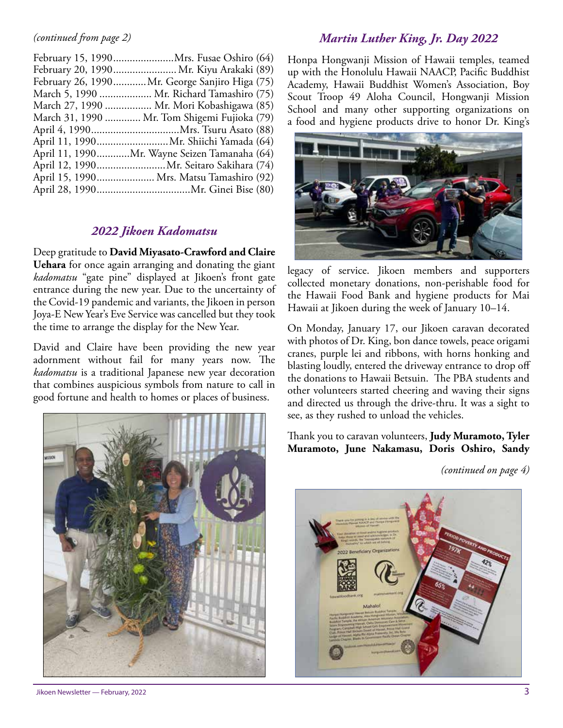*(continued from page 2)*

February 15, 1990......................Mrs. Fusae Oshiro (64)
February 20, 1990....................... Mr. Kiyu Arakaki (89)
February 26, 1990............Mr. George Sanjiro Higa (75)
March 5, 1990 ................... Mr. Richard Tamashiro (75)
March 27, 1990 ................. Mr. Mori Kobashigawa (85)
March 31, 1990 ............. Mr. Tom Shigemi Fujioka (79)
April 4, 1990................................Mrs. Tsuru Asato (88)
April 11, 1990..........................Mr. Shiichi Yamada (64)
April 11, 1990............Mr. Wayne Seizen Tamanaha (64)
April 12, 1990.........................Mr. Seitaro Sakihara (74)
April 15, 1990..................... Mrs. Matsu Tamashiro (92)
April 28, 1990..................................Mr. Ginei Bise (80)

## *2022 Jikoen Kadomatsu*

Deep gratitude to **David Miyasato-Crawford and Claire Uehara** for once again arranging and donating the giant *kadomatsu* "gate pine" displayed at Jikoen's front gate entrance during the new year. Due to the uncertainty of the Covid-19 pandemic and variants, the Jikoen in person Joya-E New Year's Eve Service was cancelled but they took the time to arrange the display for the New Year.

David and Claire have been providing the new year adornment without fail for many years now. The *kadomatsu* is a traditional Japanese new year decoration that combines auspicious symbols from nature to call in good fortune and health to homes or places of business.

## *Martin Luther King, Jr. Day 2022*

Honpa Hongwanji Mission of Hawaii temples, teamed up with the Honolulu Hawaii NAACP, Pacific Buddhist Academy, Hawaii Buddhist Women's Association, Boy Scout Troop 49 Aloha Council, Hongwanji Mission School and many other supporting organizations on a food and hygiene products drive to honor Dr. King's legacy of service. Jikoen members and supporters collected monetary donations, non-perishable food for the Hawaii Food Bank and hygiene products for Mai Hawaii at Jikoen during the week of January 10–14.

On Monday, January 17, our Jikoen caravan decorated with photos of Dr. King, bon dance towels, peace origami cranes, purple lei and ribbons, with horns honking and blasting loudly, entered the driveway entrance to drop off the donations to Hawaii Betsuin. The PBA students and other volunteers started cheering and waving their signs and directed us through the drive-thru. It was a sight to see, as they rushed to unload the vehicles.

Thank you to caravan volunteers, **Judy Muramoto, Tyler Muramoto, June Nakamasu, Doris Oshiro, Sandy**

*(continued on page 4)*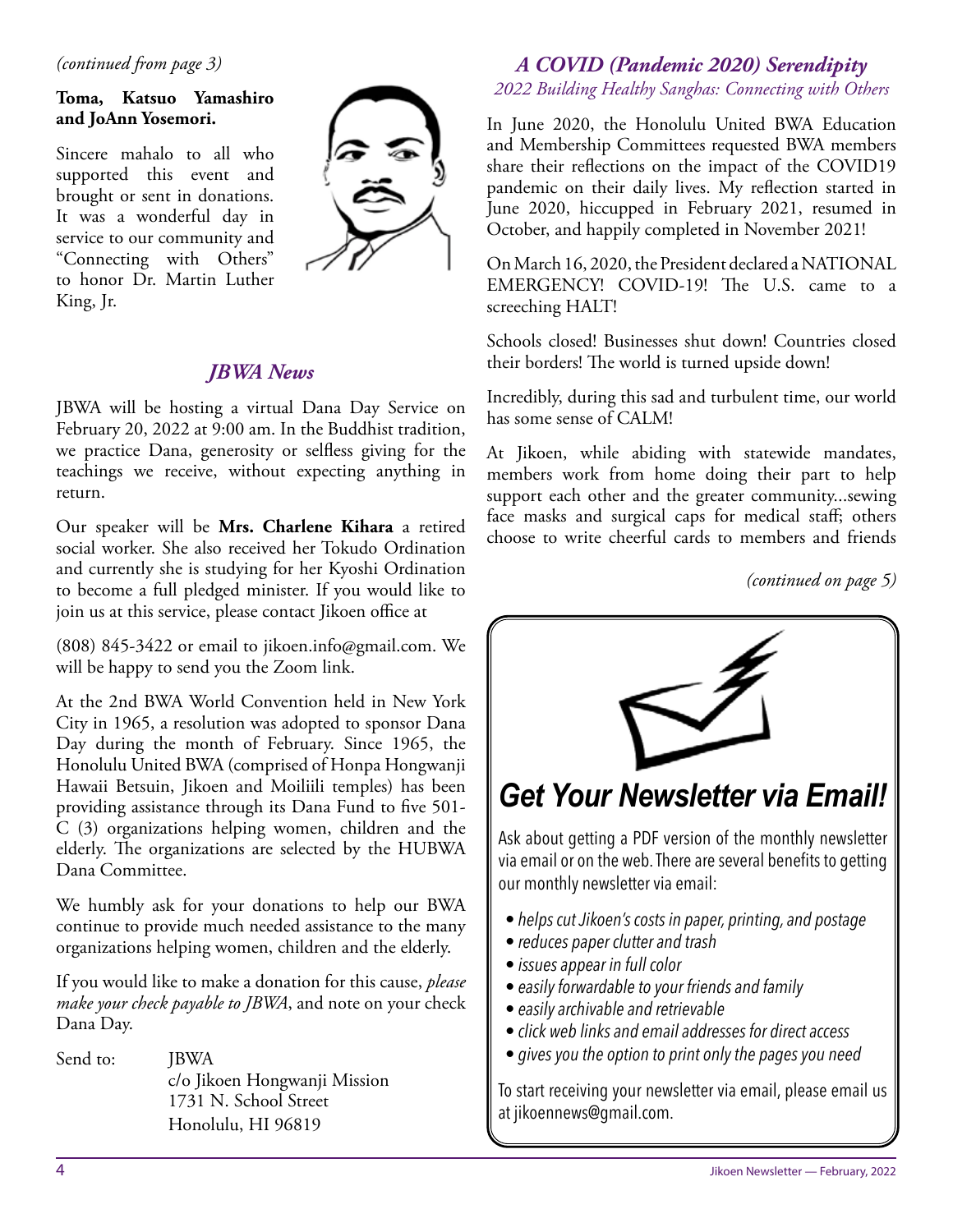*(continued from page 3)*

**Toma, Katsuo Yamashiro and JoAnn Yosemori.**

Sincere mahalo to all who supported this event and brought or sent in donations. It was a wonderful day in service to our community and "Connecting with Others" to honor Dr. Martin Luther King, Jr.

## *JBWA News*

JBWA will be hosting a virtual Dana Day Service on February 20, 2022 at 9:00 am. In the Buddhist tradition, we practice Dana, generosity or selfless giving for the teachings we receive, without expecting anything in return.

Our speaker will be **Mrs. Charlene Kihara** a retired social worker. She also received her Tokudo Ordination and currently she is studying for her Kyoshi Ordination to become a full pledged minister. If you would like to join us at this service, please contact Jikoen office at

(808) 845-3422 or email to jikoen.info@gmail.com. We will be happy to send you the Zoom link.

At the 2nd BWA World Convention held in New York City in 1965, a resolution was adopted to sponsor Dana Day during the month of February. Since 1965, the Honolulu United BWA (comprised of Honpa Hongwanji Hawaii Betsuin, Jikoen and Moiliili temples) has been providing assistance through its Dana Fund to five 501-C (3) organizations helping women, children and the elderly. The organizations are selected by the HUBWA Dana Committee.

We humbly ask for your donations to help our BWA continue to provide much needed assistance to the many organizations helping women, children and the elderly.

If you would like to make a donation for this cause, *please make your check payable to JBWA*, and note on your check Dana Day.

Send to:
JBWA
c/o Jikoen Hongwanji Mission
1731 N. School Street
Honolulu, HI 96819

## *A COVID (Pandemic 2020) Serendipity*

*2022 Building Healthy Sanghas: Connecting with Others*

In June 2020, the Honolulu United BWA Education and Membership Committees requested BWA members share their reflections on the impact of the COVID19 pandemic on their daily lives. My reflection started in June 2020, hiccupped in February 2021, resumed in October, and happily completed in November 2021!

On March 16, 2020, the President declared a NATIONAL EMERGENCY! COVID-19! The U.S. came to a screeching HALT!

Schools closed! Businesses shut down! Countries closed their borders! The world is turned upside down!

Incredibly, during this sad and turbulent time, our world has some sense of CALM!

At Jikoen, while abiding with statewide mandates, members work from home doing their part to help support each other and the greater community...sewing face masks and surgical caps for medical staff; others choose to write cheerful cards to members and friends

*(continued on page 5)*

## *Get Your Newsletter via Email!*

Ask about getting a PDF version of the monthly newsletter via email or on the web. There are several benefits to getting our monthly newsletter via email:

- *helps cut Jikoen's costs in paper, printing, and postage*
- *reduces paper clutter and trash*
- *issues appear in full color*
- *easily forwardable to your friends and family*
- *easily archivable and retrievable*
- *click web links and email addresses for direct access*
- *gives you the option to print only the pages you need*

To start receiving your newsletter via email, please email us at jikoennews@gmail.com.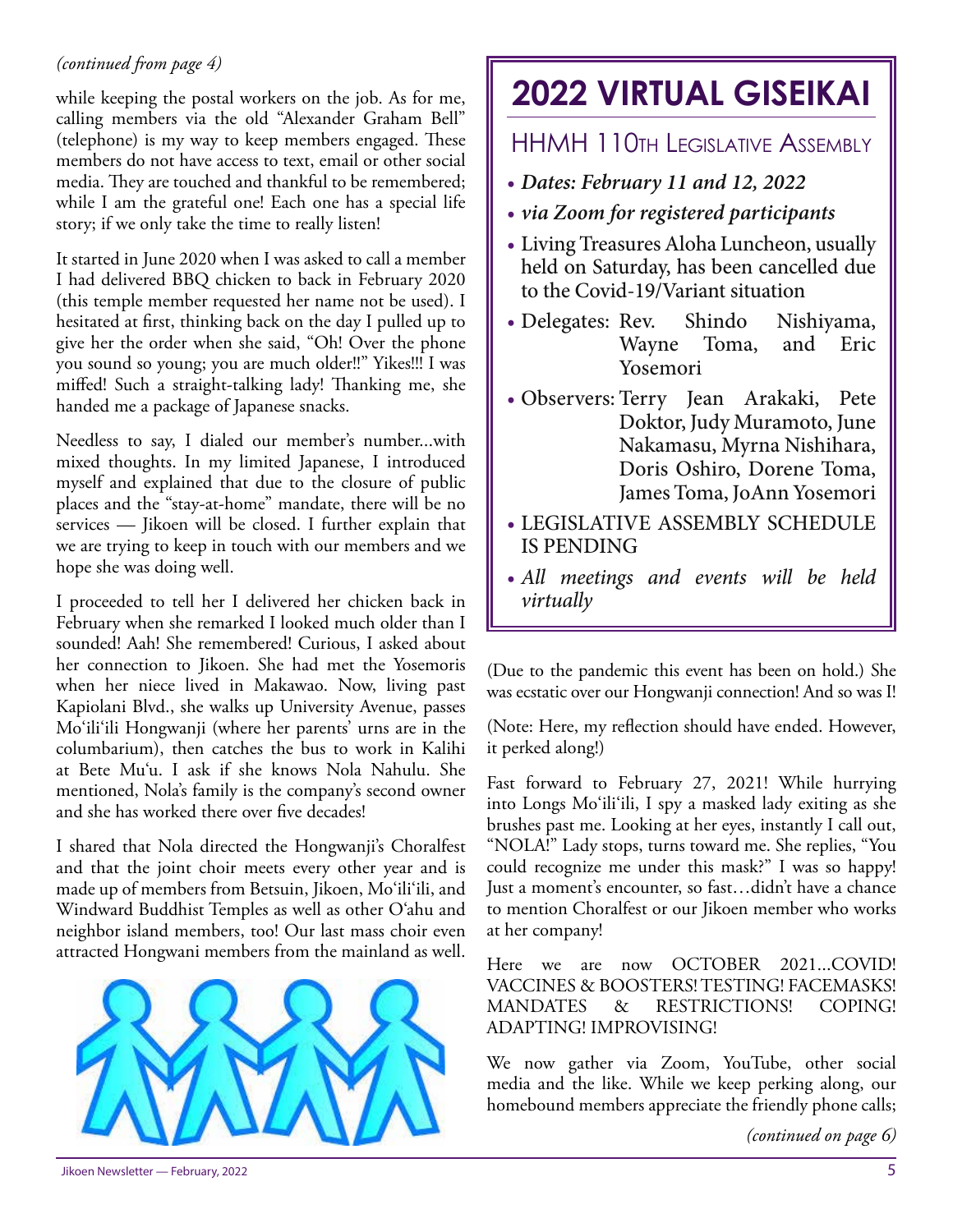*(continued from page 4)*

while keeping the postal workers on the job. As for me, calling members via the old "Alexander Graham Bell" (telephone) is my way to keep members engaged. These members do not have access to text, email or other social media. They are touched and thankful to be remembered; while I am the grateful one! Each one has a special life story; if we only take the time to really listen!

It started in June 2020 when I was asked to call a member I had delivered BBQ chicken to back in February 2020 (this temple member requested her name not be used). I hesitated at first, thinking back on the day I pulled up to give her the order when she said, "Oh! Over the phone you sound so young; you are much older!!" Yikes!!! I was miffed! Such a straight-talking lady! Thanking me, she handed me a package of Japanese snacks.

Needless to say, I dialed our member's number...with mixed thoughts. In my limited Japanese, I introduced myself and explained that due to the closure of public places and the "stay-at-home" mandate, there will be no services — Jikoen will be closed. I further explain that we are trying to keep in touch with our members and we hope she was doing well.

I proceeded to tell her I delivered her chicken back in February when she remarked I looked much older than I sounded! Aah! She remembered! Curious, I asked about her connection to Jikoen. She had met the Yosemoris when her niece lived in Makawao. Now, living past Kapiolani Blvd., she walks up University Avenue, passes Mo'ili'ili Hongwanji (where her parents' urns are in the columbarium), then catches the bus to work in Kalihi at Bete Mu'u. I ask if she knows Nola Nahulu. She mentioned, Nola's family is the company's second owner and she has worked there over five decades!

I shared that Nola directed the Hongwanji's Choralfest and that the joint choir meets every other year and is made up of members from Betsuin, Jikoen, Mo'ili'ili, and Windward Buddhist Temples as well as other O'ahu and neighbor island members, too! Our last mass choir even attracted Hongwani members from the mainland as well.

(Due to the pandemic this event has been on hold.) She was ecstatic over our Hongwanji connection! And so was I!

(Note: Here, my reflection should have ended. However, it perked along!)

Fast forward to February 27, 2021! While hurrying into Longs Mo'ili'ili, I spy a masked lady exiting as she brushes past me. Looking at her eyes, instantly I call out, "NOLA!" Lady stops, turns toward me. She replies, "You could recognize me under this mask?" I was so happy! Just a moment's encounter, so fast…didn't have a chance to mention Choralfest or our Jikoen member who works at her company!

Here we are now OCTOBER 2021...COVID! VACCINES & BOOSTERS! TESTING! FACEMASKS! MANDATES & RESTRICTIONS! COPING! ADAPTING! IMPROVISING!

We now gather via Zoom, YouTube, other social media and the like. While we keep perking along, our homebound members appreciate the friendly phone calls;

*(continued on page 6)*

# 2022 VIRTUAL GISEIKAI

## HHMH 110th Legislative Assembly

- ***Dates: February 11 and 12, 2022***
- ***via Zoom for registered participants***
- Living Treasures Aloha Luncheon, usually held on Saturday, has been cancelled due to the Covid-19/Variant situation
- Delegates: Rev. Shindo Nishiyama, Wayne Toma, and Eric Yosemori
- Observers: Terry Jean Arakaki, Pete Doktor, Judy Muramoto, June Nakamasu, Myrna Nishihara, Doris Oshiro, Dorene Toma, James Toma, JoAnn Yosemori
- LEGISLATIVE ASSEMBLY SCHEDULE IS PENDING
- *All meetings and events will be held virtually*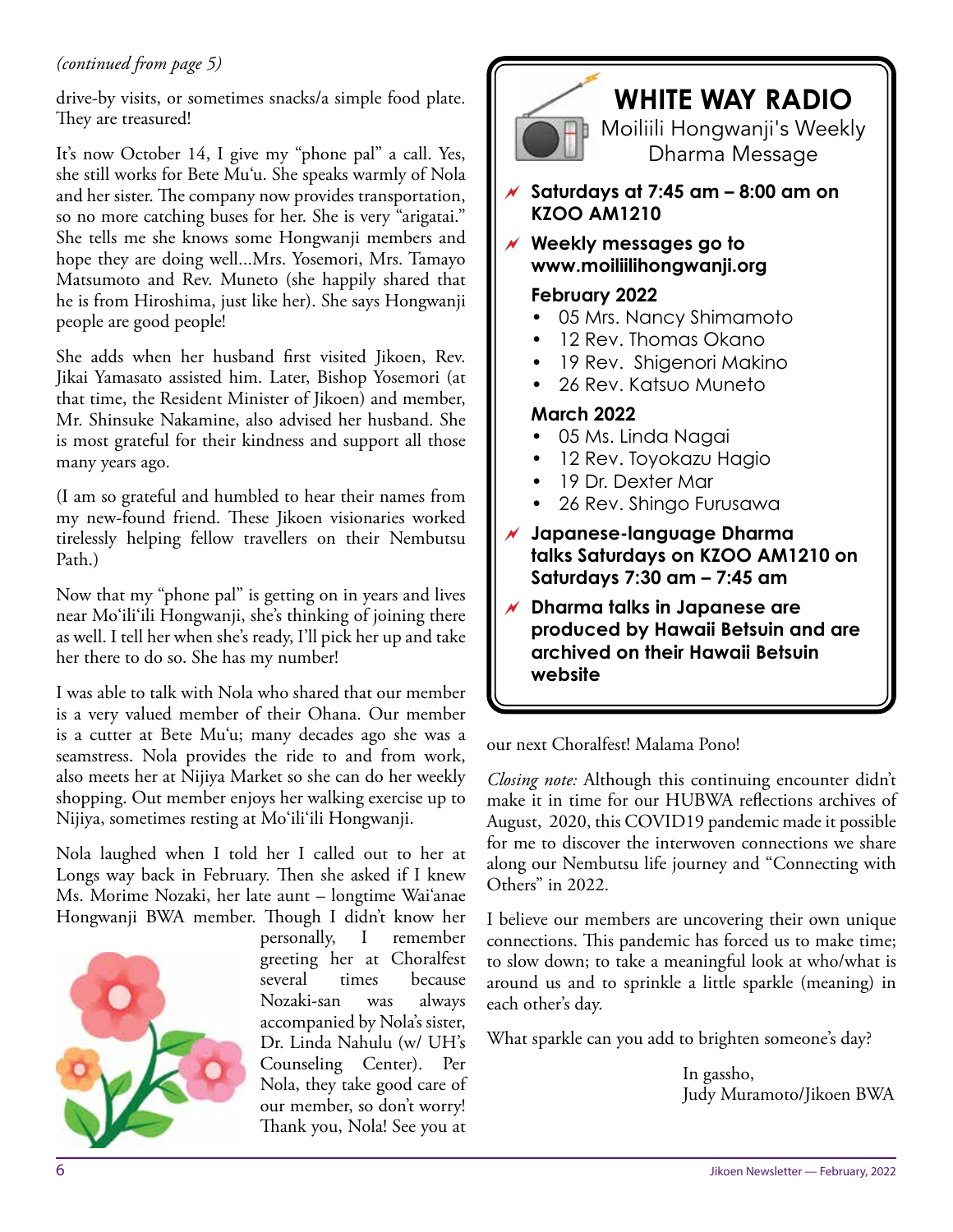*(continued from page 5)*

drive-by visits, or sometimes snacks/a simple food plate. They are treasured!

It's now October 14, I give my "phone pal" a call. Yes, she still works for Bete Mu'u. She speaks warmly of Nola and her sister. The company now provides transportation, so no more catching buses for her. She is very "arigatai." She tells me she knows some Hongwanji members and hope they are doing well...Mrs. Yosemori, Mrs. Tamayo Matsumoto and Rev. Muneto (she happily shared that he is from Hiroshima, just like her). She says Hongwanji people are good people!

She adds when her husband first visited Jikoen, Rev. Jikai Yamasato assisted him. Later, Bishop Yosemori (at that time, the Resident Minister of Jikoen) and member, Mr. Shinsuke Nakamine, also advised her husband. She is most grateful for their kindness and support all those many years ago.

(I am so grateful and humbled to hear their names from my new-found friend. These Jikoen visionaries worked tirelessly helping fellow travellers on their Nembutsu Path.)

Now that my "phone pal" is getting on in years and lives near Mo'ili'ili Hongwanji, she's thinking of joining there as well. I tell her when she's ready, I'll pick her up and take her there to do so. She has my number!

I was able to talk with Nola who shared that our member is a very valued member of their Ohana. Our member is a cutter at Bete Mu'u; many decades ago she was a seamstress. Nola provides the ride to and from work, also meets her at Nijiya Market so she can do her weekly shopping. Out member enjoys her walking exercise up to Nijiya, sometimes resting at Mo'ili'ili Hongwanji.

Nola laughed when I told her I called out to her at Longs way back in February. Then she asked if I knew Ms. Morime Nozaki, her late aunt – longtime Wai'anae Hongwanji BWA member. Though I didn't know her personally, I remember greeting her at Choralfest several times because Nozaki-san was always accompanied by Nola's sister, Dr. Linda Nahulu (w/ UH's Counseling Center). Per Nola, they take good care of our member, so don't worry! Thank you, Nola! See you at our next Choralfest! Malama Pono!

*Closing note:* Although this continuing encounter didn't make it in time for our HUBWA reflections archives of August, 2020, this COVID19 pandemic made it possible for me to discover the interwoven connections we share along our Nembutsu life journey and "Connecting with Others" in 2022.

I believe our members are uncovering their own unique connections. This pandemic has forced us to make time; to slow down; to take a meaningful look at who/what is around us and to sprinkle a little sparkle (meaning) in each other's day.

What sparkle can you add to brighten someone's day?

In gassho,
Judy Muramoto/Jikoen BWA

---

## WHITE WAY RADIO

Moiliili Hongwanji's Weekly Dharma Message

- **Saturdays at 7:45 am – 8:00 am on KZOO AM1210**
- **Weekly messages go to www.moiliilihongwanji.org**

**February 2022**

- 05 Mrs. Nancy Shimamoto
- 12 Rev. Thomas Okano
- 19 Rev. Shigenori Makino
- 26 Rev. Katsuo Muneto

**March 2022**

- 05 Ms. Linda Nagai
- 12 Rev. Toyokazu Hagio
- 19 Dr. Dexter Mar
- 26 Rev. Shingo Furusawa

- **Japanese-language Dharma talks Saturdays on KZOO AM1210 on Saturdays 7:30 am – 7:45 am**
- **Dharma talks in Japanese are produced by Hawaii Betsuin and are archived on their Hawaii Betsuin website**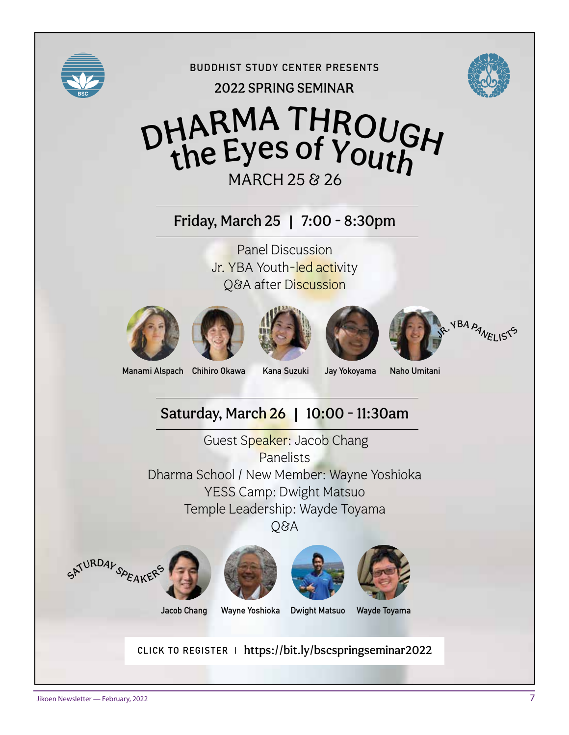BUDDHIST STUDY CENTER PRESENTS

2022 SPRING SEMINAR

# DHARMA THROUGH the Eyes of Youth

MARCH 25 & 26

## Friday, March 25 | 7:00 - 8:30pm

Panel Discussion
Jr. YBA Youth-led activity
Q&A after Discussion

JR. YBA PANELISTS

Manami Alspach | Chihiro Okawa | Kana Suzuki | Jay Yokoyama | Naho Umitani

## Saturday, March 26 | 10:00 - 11:30am

Guest Speaker: Jacob Chang
Panelists
Dharma School / New Member: Wayne Yoshioka
YESS Camp: Dwight Matsuo
Temple Leadership: Wayde Toyama
Q&A

SATURDAY SPEAKERS

Jacob Chang | Wayne Yoshioka | Dwight Matsuo | Wayde Toyama

CLICK TO REGISTER | https://bit.ly/bscspringseminar2022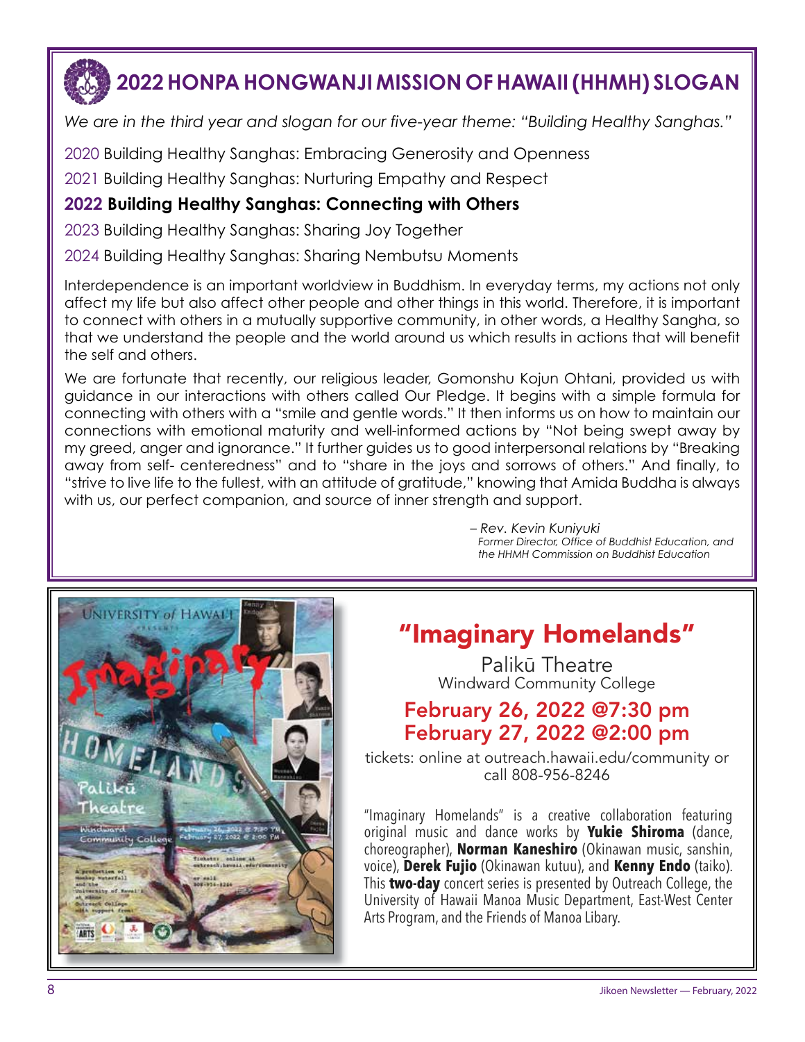## 2022 HONPA HONGWANJI MISSION OF HAWAII (HHMH) SLOGAN

*We are in the third year and slogan for our five-year theme: "Building Healthy Sanghas."*

2020 Building Healthy Sanghas: Embracing Generosity and Openness

2021 Building Healthy Sanghas: Nurturing Empathy and Respect

**2022 Building Healthy Sanghas: Connecting with Others**

2023 Building Healthy Sanghas: Sharing Joy Together

2024 Building Healthy Sanghas: Sharing Nembutsu Moments

Interdependence is an important worldview in Buddhism. In everyday terms, my actions not only affect my life but also affect other people and other things in this world. Therefore, it is important to connect with others in a mutually supportive community, in other words, a Healthy Sangha, so that we understand the people and the world around us which results in actions that will benefit the self and others.

We are fortunate that recently, our religious leader, Gomonshu Kojun Ohtani, provided us with guidance in our interactions with others called Our Pledge. It begins with a simple formula for connecting with others with a "smile and gentle words." It then informs us on how to maintain our connections with emotional maturity and well-informed actions by "Not being swept away by my greed, anger and ignorance." It further guides us to good interpersonal relations by "Breaking away from self- centeredness" and to "share in the joys and sorrows of others." And finally, to "strive to live life to the fullest, with an attitude of gratitude," knowing that Amida Buddha is always with us, our perfect companion, and source of inner strength and support.

*– Rev. Kevin Kuniyuki*
*Former Director, Office of Buddhist Education, and the HHMH Commission on Buddhist Education*

## "Imaginary Homelands"

Palikū Theatre
Windward Community College

**February 26, 2022 @7:30 pm**
**February 27, 2022 @2:00 pm**

tickets: online at outreach.hawaii.edu/community or call 808-956-8246

"Imaginary Homelands" is a creative collaboration featuring original music and dance works by **Yukie Shiroma** (dance, choreographer), **Norman Kaneshiro** (Okinawan music, sanshin, voice), **Derek Fujio** (Okinawan kutuu), and **Kenny Endo** (taiko). This **two-day** concert series is presented by Outreach College, the University of Hawaii Manoa Music Department, East-West Center Arts Program, and the Friends of Manoa Libary.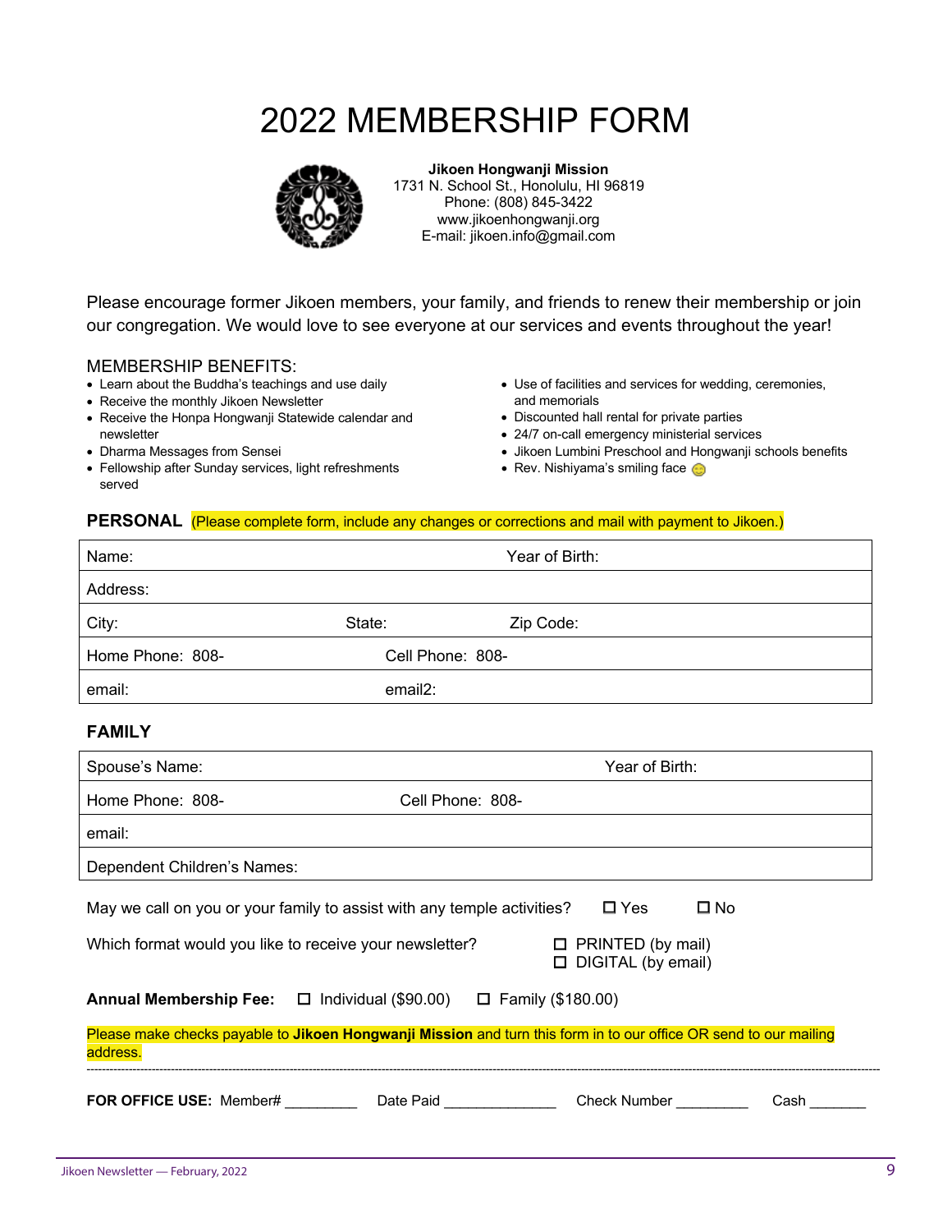# 2022 MEMBERSHIP FORM

**Jikoen Hongwanji Mission**
1731 N. School St., Honolulu, HI 96819
Phone: (808) 845-3422
www.jikoenhongwanji.org
E-mail: jikoen.info@gmail.com

Please encourage former Jikoen members, your family, and friends to renew their membership or join our congregation. We would love to see everyone at our services and events throughout the year!

MEMBERSHIP BENEFITS:

- Learn about the Buddha's teachings and use daily
- Receive the monthly Jikoen Newsletter
- Receive the Honpa Hongwanji Statewide calendar and newsletter
- Dharma Messages from Sensei
- Fellowship after Sunday services, light refreshments served
- Use of facilities and services for wedding, ceremonies, and memorials
- Discounted hall rental for private parties
- 24/7 on-call emergency ministerial services
- Jikoen Lumbini Preschool and Hongwanji schools benefits
- Rev. Nishiyama's smiling face 😊

**PERSONAL** (Please complete form, include any changes or corrections and mail with payment to Jikoen.)

| Name: | | Year of Birth: |
|---|---|---|
| Address: | | |
| City: | State: | Zip Code: |
| Home Phone: 808- | Cell Phone: 808- | |
| email: | email2: | |

**FAMILY**

| Spouse's Name: | | Year of Birth: |
|---|---|---|
| Home Phone: 808- | Cell Phone: 808- | |
| email: | | |
| Dependent Children's Names: | | |

May we call on you or your family to assist with any temple activities? ☐ Yes ☐ No

Which format would you like to receive your newsletter?
☐ PRINTED (by mail)
☐ DIGITAL (by email)

**Annual Membership Fee:** ☐ Individual ($90.00) ☐ Family ($180.00)

Please make checks payable to **Jikoen Hongwanji Mission** and turn this form in to our office OR send to our mailing address.

---

**FOR OFFICE USE:** Member# _________ Date Paid ______________ Check Number _________ Cash _______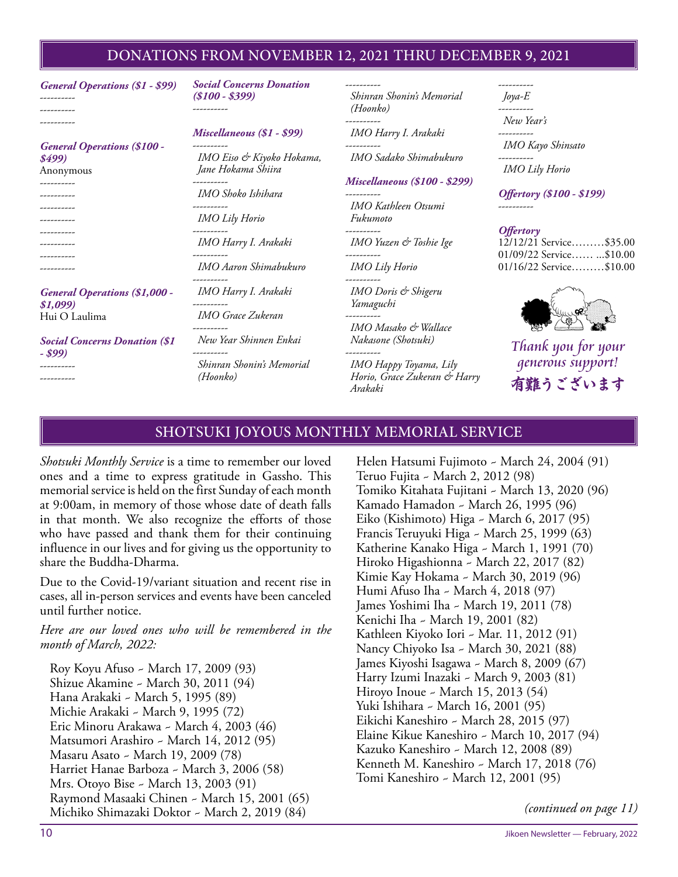## DONATIONS FROM NOVEMBER 12, 2021 THRU DECEMBER 9, 2021

***General Operations ($1 - $99)***

----------

----------

----------

***General Operations ($100 - $499)***

Anonymous

----------

----------

----------

----------

----------

----------

----------

----------

***General Operations ($1,000 - $1,099)***

Hui O Laulima

***Social Concerns Donation ($1 - $99)***

----------

----------

***Social Concerns Donation ($100 - $399)***

----------

***Miscellaneous ($1 - $99)***

----------

*IMO Eiso & Kiyoko Hokama, Jane Hokama Shiira*

----------

*IMO Shoko Ishihara*

----------

*IMO Lily Horio*

----------

*IMO Harry I. Arakaki*

----------

*IMO Aaron Shimabukuro*

----------

*IMO Harry I. Arakaki*

----------

*IMO Grace Zukeran*

----------

*New Year Shinnen Enkai*

----------

*Shinran Shonin's Memorial (Hoonko)*

----------

*Shinran Shonin's Memorial (Hoonko)*

----------

*IMO Harry I. Arakaki*

----------

*IMO Sadako Shimabukuro*

***Miscellaneous ($100 - $299)***

----------

*IMO Kathleen Otsumi Fukumoto*

----------

*IMO Yuzen & Toshie Ige*

----------

*IMO Lily Horio*

----------

*IMO Doris & Shigeru Yamaguchi*

----------

*IMO Masako & Wallace Nakasone (Shotsuki)*

----------

*IMO Happy Toyama, Lily Horio, Grace Zukeran & Harry Arakaki*

----------

*Joya-E*

----------

*New Year's*

----------

*IMO Kayo Shinsato*

----------

*IMO Lily Horio*

***Offertory ($100 - $199)***

----------

***Offertory***

12/12/21 Service.........$35.00
01/09/22 Service...... ...$10.00
01/16/22 Service.........$10.00

*Thank you for your generous support!*
**有難うございます**

## SHOTSUKI JOYOUS MONTHLY MEMORIAL SERVICE

*Shotsuki Monthly Service* is a time to remember our loved ones and a time to express gratitude in Gassho. This memorial service is held on the first Sunday of each month at 9:00am, in memory of those whose date of death falls in that month. We also recognize the efforts of those who have passed and thank them for their continuing influence in our lives and for giving us the opportunity to share the Buddha-Dharma.

Due to the Covid-19/variant situation and recent rise in cases, all in-person services and events have been canceled until further notice.

*Here are our loved ones who will be remembered in the month of March, 2022:*

Roy Koyu Afuso ~ March 17, 2009 (93)
Shizue Akamine ~ March 30, 2011 (94)
Hana Arakaki ~ March 5, 1995 (89)
Michie Arakaki ~ March 9, 1995 (72)
Eric Minoru Arakawa ~ March 4, 2003 (46)
Matsumori Arashiro ~ March 14, 2012 (95)
Masaru Asato ~ March 19, 2009 (78)
Harriet Hanae Barboza ~ March 3, 2006 (58)
Mrs. Otoyo Bise ~ March 13, 2003 (91)
Raymond Masaaki Chinen ~ March 15, 2001 (65)
Michiko Shimazaki Doktor ~ March 2, 2019 (84)
Helen Hatsumi Fujimoto ~ March 24, 2004 (91)
Teruo Fujita ~ March 2, 2012 (98)
Tomiko Kitahata Fujitani ~ March 13, 2020 (96)
Kamado Hamadon ~ March 26, 1995 (96)
Eiko (Kishimoto) Higa ~ March 6, 2017 (95)
Francis Teruyuki Higa ~ March 25, 1999 (63)
Katherine Kanako Higa ~ March 1, 1991 (70)
Hiroko Higashionna ~ March 22, 2017 (82)
Kimie Kay Hokama ~ March 30, 2019 (96)
Humi Afuso Iha ~ March 4, 2018 (97)
James Yoshimi Iha ~ March 19, 2011 (78)
Kenichi Iha ~ March 19, 2001 (82)
Kathleen Kiyoko Iori ~ Mar. 11, 2012 (91)
Nancy Chiyoko Isa ~ March 30, 2021 (88)
James Kiyoshi Isagawa ~ March 8, 2009 (67)
Harry Izumi Inazaki ~ March 9, 2003 (81)
Hiroyo Inoue ~ March 15, 2013 (54)
Yuki Ishihara ~ March 16, 2001 (95)
Eikichi Kaneshiro ~ March 28, 2015 (97)
Elaine Kikue Kaneshiro ~ March 10, 2017 (94)
Kazuko Kaneshiro ~ March 12, 2008 (89)
Kenneth M. Kaneshiro ~ March 17, 2018 (76)
Tomi Kaneshiro ~ March 12, 2001 (95)

*(continued on page 11)*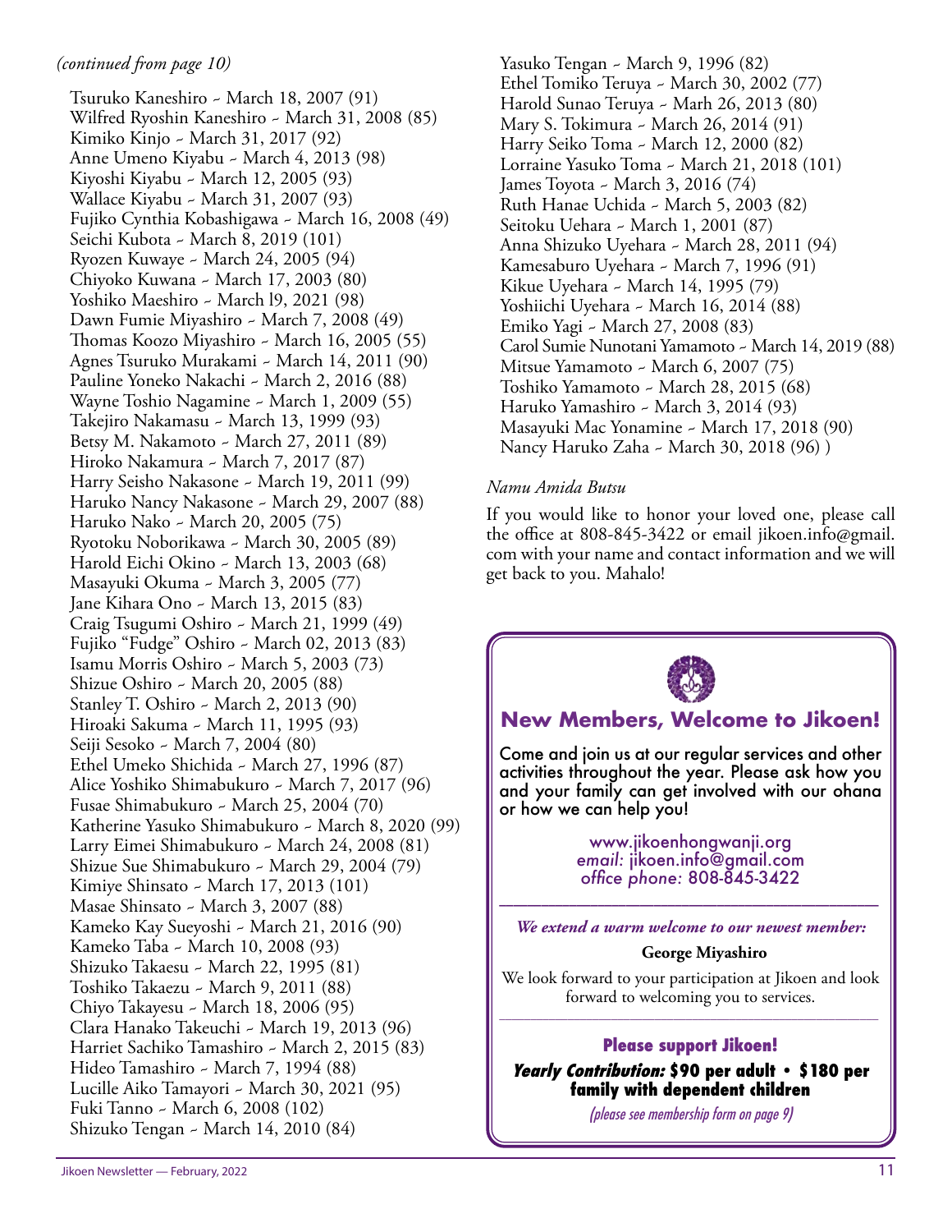*(continued from page 10)*

Tsuruko Kaneshiro ~ March 18, 2007 (91)
Wilfred Ryoshin Kaneshiro ~ March 31, 2008 (85)
Kimiko Kinjo ~ March 31, 2017 (92)
Anne Umeno Kiyabu ~ March 4, 2013 (98)
Kiyoshi Kiyabu ~ March 12, 2005 (93)
Wallace Kiyabu ~ March 31, 2007 (93)
Fujiko Cynthia Kobashigawa ~ March 16, 2008 (49)
Seichi Kubota ~ March 8, 2019 (101)
Ryozen Kuwaye ~ March 24, 2005 (94)
Chiyoko Kuwana ~ March 17, 2003 (80)
Yoshiko Maeshiro ~ March l9, 2021 (98)
Dawn Fumie Miyashiro ~ March 7, 2008 (49)
Thomas Koozo Miyashiro ~ March 16, 2005 (55)
Agnes Tsuruko Murakami ~ March 14, 2011 (90)
Pauline Yoneko Nakachi ~ March 2, 2016 (88)
Wayne Toshio Nagamine ~ March 1, 2009 (55)
Takejiro Nakamasu ~ March 13, 1999 (93)
Betsy M. Nakamoto ~ March 27, 2011 (89)
Hiroko Nakamura ~ March 7, 2017 (87)
Harry Seisho Nakasone ~ March 19, 2011 (99)
Haruko Nancy Nakasone ~ March 29, 2007 (88)
Haruko Nako ~ March 20, 2005 (75)
Ryotoku Noborikawa ~ March 30, 2005 (89)
Harold Eichi Okino ~ March 13, 2003 (68)
Masayuki Okuma ~ March 3, 2005 (77)
Jane Kihara Ono ~ March 13, 2015 (83)
Craig Tsugumi Oshiro ~ March 21, 1999 (49)
Fujiko "Fudge" Oshiro ~ March 02, 2013 (83)
Isamu Morris Oshiro ~ March 5, 2003 (73)
Shizue Oshiro ~ March 20, 2005 (88)
Stanley T. Oshiro ~ March 2, 2013 (90)
Hiroaki Sakuma ~ March 11, 1995 (93)
Seiji Sesoko ~ March 7, 2004 (80)
Ethel Umeko Shichida ~ March 27, 1996 (87)
Alice Yoshiko Shimabukuro ~ March 7, 2017 (96)
Fusae Shimabukuro ~ March 25, 2004 (70)
Katherine Yasuko Shimabukuro ~ March 8, 2020 (99)
Larry Eimei Shimabukuro ~ March 24, 2008 (81)
Shizue Sue Shimabukuro ~ March 29, 2004 (79)
Kimiye Shinsato ~ March 17, 2013 (101)
Masae Shinsato ~ March 3, 2007 (88)
Kameko Kay Sueyoshi ~ March 21, 2016 (90)
Kameko Taba ~ March 10, 2008 (93)
Shizuko Takaesu ~ March 22, 1995 (81)
Toshiko Takaezu ~ March 9, 2011 (88)
Chiyo Takayesu ~ March 18, 2006 (95)
Clara Hanako Takeuchi ~ March 19, 2013 (96)
Harriet Sachiko Tamashiro ~ March 2, 2015 (83)
Hideo Tamashiro ~ March 7, 1994 (88)
Lucille Aiko Tamayori ~ March 30, 2021 (95)
Fuki Tanno ~ March 6, 2008 (102)
Shizuko Tengan ~ March 14, 2010 (84)
Yasuko Tengan ~ March 9, 1996 (82)
Ethel Tomiko Teruya ~ March 30, 2002 (77)
Harold Sunao Teruya ~ Marh 26, 2013 (80)
Mary S. Tokimura ~ March 26, 2014 (91)
Harry Seiko Toma ~ March 12, 2000 (82)
Lorraine Yasuko Toma ~ March 21, 2018 (101)
James Toyota ~ March 3, 2016 (74)
Ruth Hanae Uchida ~ March 5, 2003 (82)
Seitoku Uehara ~ March 1, 2001 (87)
Anna Shizuko Uyehara ~ March 28, 2011 (94)
Kamesaburo Uyehara ~ March 7, 1996 (91)
Kikue Uyehara ~ March 14, 1995 (79)
Yoshiichi Uyehara ~ March 16, 2014 (88)
Emiko Yagi ~ March 27, 2008 (83)
Carol Sumie Nunotani Yamamoto ~ March 14, 2019 (88)
Mitsue Yamamoto ~ March 6, 2007 (75)
Toshiko Yamamoto ~ March 28, 2015 (68)
Haruko Yamashiro ~ March 3, 2014 (93)
Masayuki Mac Yonamine ~ March 17, 2018 (90)
Nancy Haruko Zaha ~ March 30, 2018 (96) )

*Namu Amida Butsu*

If you would like to honor your loved one, please call the office at 808-845-3422 or email jikoen.info@gmail.com with your name and contact information and we will get back to you. Mahalo!

## New Members, Welcome to Jikoen!

Come and join us at our regular services and other activities throughout the year. Please ask how you and your family can get involved with our ohana or how we can help you!

www.jikoenhongwanji.org
*email:* jikoen.info@gmail.com
*office phone:* 808-845-3422

***We extend a warm welcome to our newest member:***

**George Miyashiro**

We look forward to your participation at Jikoen and look forward to welcoming you to services.

**Please support Jikoen!**

***Yearly Contribution:*** **$90 per adult • $180 per family with dependent children**

*(please see membership form on page 9)*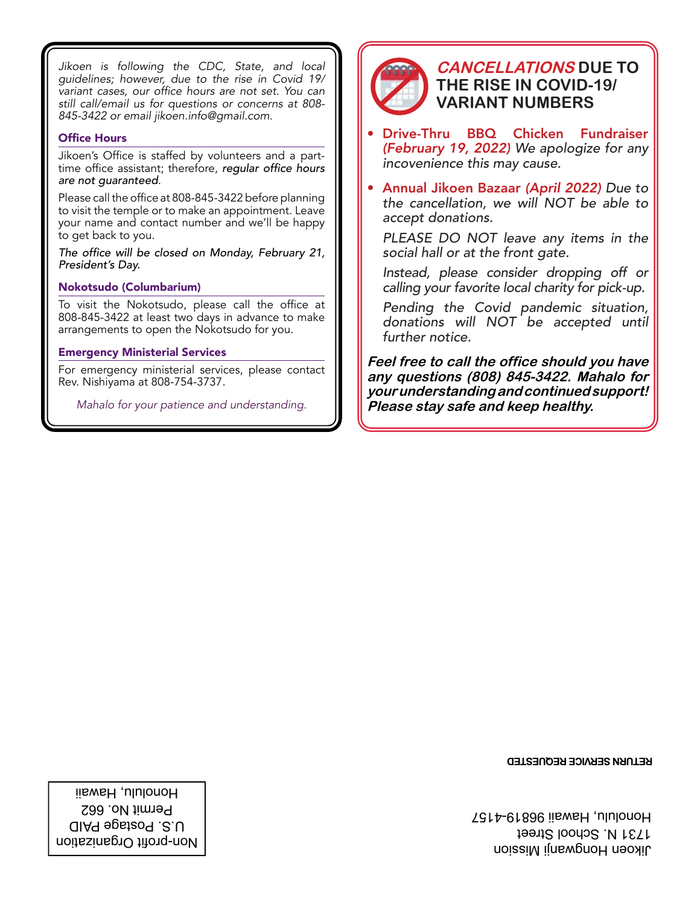*Jikoen is following the CDC, State, and local guidelines; however, due to the rise in Covid 19/ variant cases, our office hours are not set. You can still call/email us for questions or concerns at 808-845-3422 or email jikoen.info@gmail.com.*

### Office Hours

Jikoen's Office is staffed by volunteers and a part-time office assistant; therefore, *regular office hours are not guaranteed.*

Please call the office at 808-845-3422 before planning to visit the temple or to make an appointment. Leave your name and contact number and we'll be happy to get back to you.

*The office will be closed on Monday, February 21, President's Day.*

### Nokotsudo (Columbarium)

To visit the Nokotsudo, please call the office at 808-845-3422 at least two days in advance to make arrangements to open the Nokotsudo for you.

### Emergency Ministerial Services

For emergency ministerial services, please contact Rev. Nishiyama at 808-754-3737.

*Mahalo for your patience and understanding.*

## *CANCELLATIONS* DUE TO THE RISE IN COVID-19/ VARIANT NUMBERS

- **Drive-Thru BBQ Chicken Fundraiser** ***(February 19, 2022)*** *We apologize for any incovenience this may cause.*
- **Annual Jikoen Bazaar** ***(April 2022)*** *Due to the cancellation, we will NOT be able to accept donations.*

  *PLEASE DO NOT leave any items in the social hall or at the front gate.*

  *Instead, please consider dropping off or calling your favorite local charity for pick-up.*

  *Pending the Covid pandemic situation, donations will NOT be accepted until further notice.*

***Feel free to call the office should you have any questions (808) 845-3422. Mahalo for your understanding and continued support! Please stay safe and keep healthy.***

RETURN SERVICE REQUESTED

Jikoen Hongwanji Mission
1731 N. School Street
Honolulu, Hawaii 96819-4157

Non-profit Organization
U.S. Postage PAID
Permit No. 662
Honolulu, Hawaii